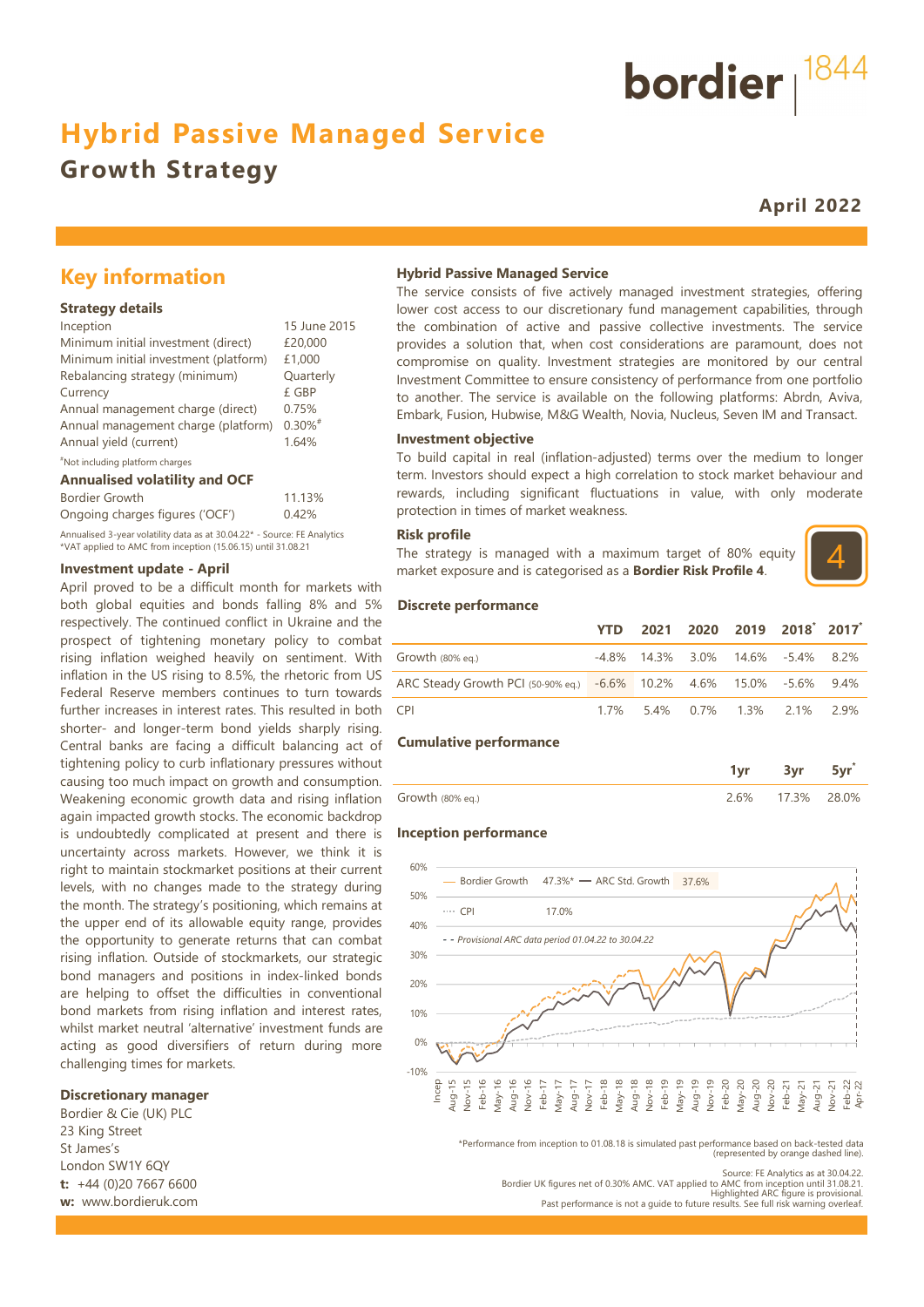bordier 1844

# Hybrid Passive Managed Service

## Growth Strategy

**April 2022**

## Key information

### Strategy details

| | |
|---|---|
| Inception | 15 June 2015 |
| Minimum initial investment (direct) | £20,000 |
| Minimum initial investment (platform) | £1,000 |
| Rebalancing strategy (minimum) | Quarterly |
| Currency | £ GBP |
| Annual management charge (direct) | 0.75% |
| Annual management charge (platform) | 0.30%# |
| Annual yield (current) | 1.64% |

#Not including platform charges

### Annualised volatility and OCF

| | |
|---|---|
| Bordier Growth | 11.13% |
| Ongoing charges figures ('OCF') | 0.42% |

Annualised 3-year volatility data as at 30.04.22* - Source: FE Analytics
*VAT applied to AMC from inception (15.06.15) until 31.08.21

### Investment update - April

April proved to be a difficult month for markets with both global equities and bonds falling 8% and 5% respectively. The continued conflict in Ukraine and the prospect of tightening monetary policy to combat rising inflation weighed heavily on sentiment. With inflation in the US rising to 8.5%, the rhetoric from US Federal Reserve members continues to turn towards further increases in interest rates. This resulted in both shorter- and longer-term bond yields sharply rising. Central banks are facing a difficult balancing act of tightening policy to curb inflationary pressures without causing too much impact on growth and consumption. Weakening economic growth data and rising inflation again impacted growth stocks. The economic backdrop is undoubtedly complicated at present and there is uncertainty across markets. However, we think it is right to maintain stockmarket positions at their current levels, with no changes made to the strategy during the month. The strategy's positioning, which remains at the upper end of its allowable equity range, provides the opportunity to generate returns that can combat rising inflation. Outside of stockmarkets, our strategic bond managers and positions in index-linked bonds are helping to offset the difficulties in conventional bond markets from rising inflation and interest rates, whilst market neutral 'alternative' investment funds are acting as good diversifiers of return during more challenging times for markets.

### Discretionary manager

Bordier & Cie (UK) PLC
23 King Street
St James's
London SW1Y 6QY
**t:** +44 (0)20 7667 6600
**w:** www.bordieruk.com

### Hybrid Passive Managed Service

The service consists of five actively managed investment strategies, offering lower cost access to our discretionary fund management capabilities, through the combination of active and passive collective investments. The service provides a solution that, when cost considerations are paramount, does not compromise on quality. Investment strategies are monitored by our central Investment Committee to ensure consistency of performance from one portfolio to another. The service is available on the following platforms: Abrdn, Aviva, Embark, Fusion, Hubwise, M&G Wealth, Novia, Nucleus, Seven IM and Transact.

### Investment objective

To build capital in real (inflation-adjusted) terms over the medium to longer term. Investors should expect a high correlation to stock market behaviour and rewards, including significant fluctuations in value, with only moderate protection in times of market weakness.

### Risk profile

The strategy is managed with a maximum target of 80% equity market exposure and is categorised as a **Bordier Risk Profile 4**.

4

### Discrete performance

| | YTD | 2021 | 2020 | 2019 | 2018* | 2017* |
|---|---|---|---|---|---|---|
| Growth (80% eq.) | -4.8% | 14.3% | 3.0% | 14.6% | -5.4% | 8.2% |
| ARC Steady Growth PCI (50-90% eq.) | -6.6% | 10.2% | 4.6% | 15.0% | -5.6% | 9.4% |
| CPI | 1.7% | 5.4% | 0.7% | 1.3% | 2.1% | 2.9% |

### Cumulative performance

| | 1yr | 3yr | 5yr* |
|---|---|---|---|
| Growth (80% eq.) | 2.6% | 17.3% | 28.0% |

### Inception performance

Bordier Growth 47.3%* — ARC Std. Growth 37.6% — CPI 17.0%
- - Provisional ARC data period 01.04.22 to 30.04.22

*Performance from inception to 01.08.18 is simulated past performance based on back-tested data (represented by orange dashed line).

Source: FE Analytics as at 30.04.22.
Bordier UK figures net of 0.30% AMC. VAT applied to AMC from inception until 31.08.21.
Highlighted ARC figure is provisional.
Past performance is not a guide to future results. See full risk warning overleaf.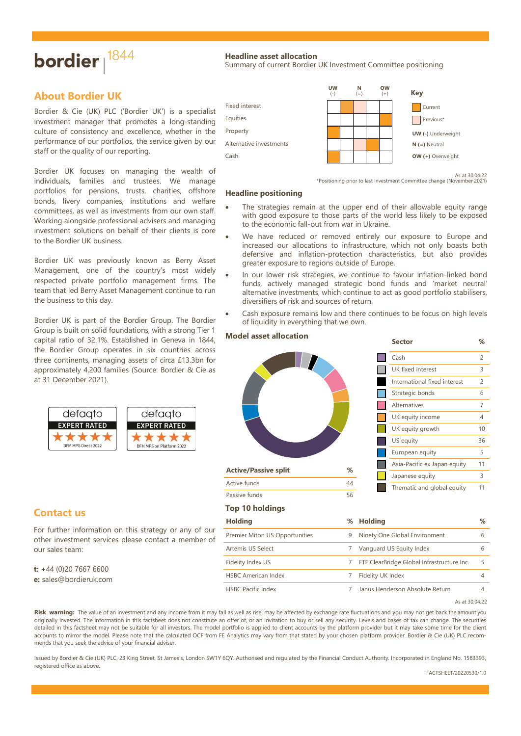# bordier 1844

## About Bordier UK

Bordier & Cie (UK) PLC ('Bordier UK') is a specialist investment manager that promotes a long-standing culture of consistency and excellence, whether in the performance of our portfolios, the service given by our staff or the quality of our reporting.

Bordier UK focuses on managing the wealth of individuals, families and trustees. We manage portfolios for pensions, trusts, charities, offshore bonds, livery companies, institutions and welfare committees, as well as investments from our own staff. Working alongside professional advisers and managing investment solutions on behalf of their clients is core to the Bordier UK business.

Bordier UK was previously known as Berry Asset Management, one of the country's most widely respected private portfolio management firms. The team that led Berry Asset Management continue to run the business to this day.

Bordier UK is part of the Bordier Group. The Bordier Group is built on solid foundations, with a strong Tier 1 capital ratio of 32.1%. Established in Geneva in 1844, the Bordier Group operates in six countries across three continents, managing assets of circa £13.3bn for approximately 4,200 families (Source: Bordier & Cie as at 31 December 2021).

defaqto EXPERT RATED ★★★★★ DFM MPS Direct 2022

defaqto EXPERT RATED ★★★★★ DFM MPS on Platform 2022

## Contact us

For further information on this strategy or any of our other investment services please contact a member of our sales team:

**t:** +44 (0)20 7667 6600
**e:** sales@bordieruk.com

### Headline asset allocation

Summary of current Bordier UK Investment Committee positioning

UW (-) N (=) OW (+)

Fixed interest
Equities
Property
Alternative investments
Cash

Key
Current
Previous*
**UW (-)** Underweight
**N (=)** Neutral
**OW (+)** Overweight

As at 30.04.22
*Positioning prior to last Investment Committee change (November 2021)

### Headline positioning

- The strategies remain at the upper end of their allowable equity range with good exposure to those parts of the world less likely to be exposed to the economic fall-out from war in Ukraine.
- We have reduced or removed entirely our exposure to Europe and increased our allocations to infrastructure, which not only boasts both defensive and inflation-protection characteristics, but also provides greater exposure to regions outside of Europe.
- In our lower risk strategies, we continue to favour inflation-linked bond funds, actively managed strategic bond funds and 'market neutral' alternative investments, which continue to act as good portfolio stabilisers, diversifiers of risk and sources of return.
- Cash exposure remains low and there continues to be focus on high levels of liquidity in everything that we own.

### Model asset allocation

| Sector | % |
|---|---|
| Cash | 2 |
| UK fixed interest | 3 |
| International fixed interest | 2 |
| Strategic bonds | 6 |
| Alternatives | 7 |
| UK equity income | 4 |
| UK equity growth | 10 |
| US equity | 36 |
| European equity | 5 |
| Asia-Pacific ex Japan equity | 11 |
| Japanese equity | 3 |
| Thematic and global equity | 11 |

| Active/Passive split | % |
|---|---|
| Active funds | 44 |
| Passive funds | 56 |

### Top 10 holdings

| Holding | % | Holding | % |
|---|---|---|---|
| Premier Miton US Opportunities | 9 | Ninety One Global Environment | 6 |
| Artemis US Select | 7 | Vanguard US Equity Index | 6 |
| Fidelity Index US | 7 | FTF ClearBridge Global Infrastructure Inc. | 5 |
| HSBC American Index | 7 | Fidelity UK Index | 4 |
| HSBC Pacific Index | 7 | Janus Henderson Absolute Return | 4 |

As at 30.04.22

**Risk warning:** The value of an investment and any income from it may fall as well as rise, may be affected by exchange rate fluctuations and you may not get back the amount you originally invested. The information in this factsheet does not constitute an offer of, or an invitation to buy or sell any security. Levels and bases of tax can change. The securities detailed in this factsheet may not be suitable for all investors. The model portfolio is applied to client accounts by the platform provider but it may take some time for the client accounts to mirror the model. Please note that the calculated OCF from FE Analytics may vary from that stated by your chosen platform provider. Bordier & Cie (UK) PLC recommends that you seek the advice of your financial adviser.

Issued by Bordier & Cie (UK) PLC, 23 King Street, St James's, London SW1Y 6QY. Authorised and regulated by the Financial Conduct Authority. Incorporated in England No. 1583393, registered office as above.

FACTSHEET/20220530/1.0